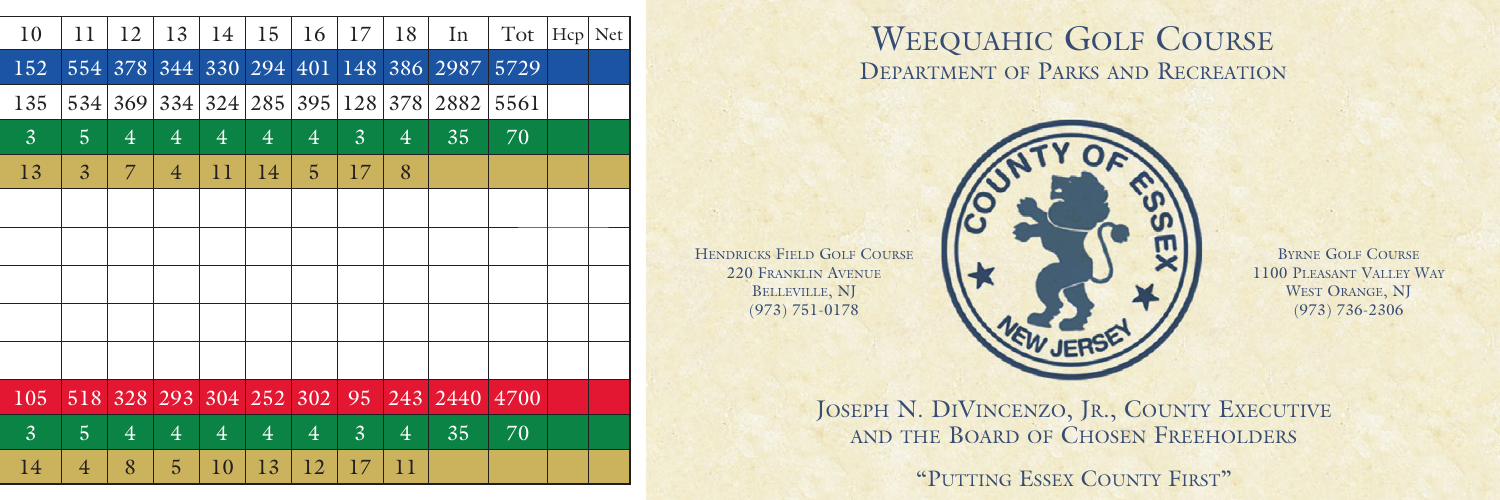| 10 | 11 | 12 | 13 | 14 | 15 | 16 | 17 | 18 | In | Tot | Hcp | Net |
|---|---|---|---|---|---|---|---|---|---|---|---|---|
| 152 | 554 | 378 | 344 | 330 | 294 | 401 | 148 | 386 | 2987 | 5729 | | |
| 135 | 534 | 369 | 334 | 324 | 285 | 395 | 128 | 378 | 2882 | 5561 | | |
| 3 | 5 | 4 | 4 | 4 | 4 | 4 | 3 | 4 | 35 | 70 | | |
| 13 | 3 | 7 | 4 | 11 | 14 | 5 | 17 | 8 | | | | |
| | | | | | | | | | | | | |
| | | | | | | | | | | | | |
| | | | | | | | | | | | | |
| | | | | | | | | | | | | |
| | | | | | | | | | | | | |
| 105 | 518 | 328 | 293 | 304 | 252 | 302 | 95 | 243 | 2440 | 4700 | | |
| 3 | 5 | 4 | 4 | 4 | 4 | 4 | 3 | 4 | 35 | 70 | | |
| 14 | 4 | 8 | 5 | 10 | 13 | 12 | 17 | 11 | | | | |

# Weequahic Golf Course

## Department of Parks and Recreation

County of Essex — New Jersey

Hendricks Field Golf Course
220 Franklin Avenue
Belleville, NJ
(973) 751-0178

Byrne Golf Course
1100 Pleasant Valley Way
West Orange, NJ
(973) 736-2306

Joseph N. DiVincenzo, Jr., County Executive
and the Board of Chosen Freeholders

"Putting Essex County First"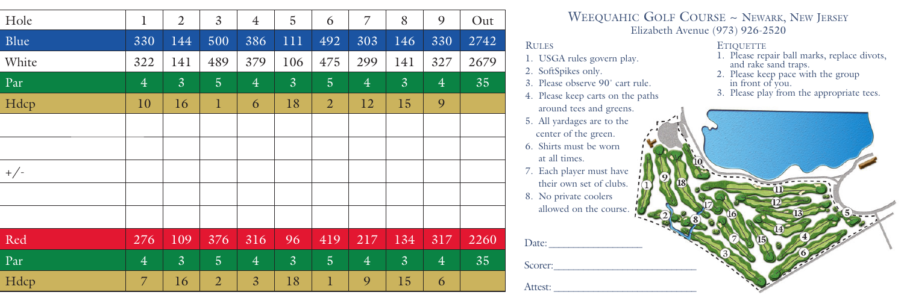| Hole | 1 | 2 | 3 | 4 | 5 | 6 | 7 | 8 | 9 | Out |
|---|---|---|---|---|---|---|---|---|---|---|
| Blue | 330 | 144 | 500 | 386 | 111 | 492 | 303 | 146 | 330 | 2742 |
| White | 322 | 141 | 489 | 379 | 106 | 475 | 299 | 141 | 327 | 2679 |
| Par | 4 | 3 | 5 | 4 | 3 | 5 | 4 | 3 | 4 | 35 |
| Hdcp | 10 | 16 | 1 | 6 | 18 | 2 | 12 | 15 | 9 | |
| | | | | | | | | | | |
| | | | | | | | | | | |
| +/- | | | | | | | | | | |
| | | | | | | | | | | |
| | | | | | | | | | | |
| Red | 276 | 109 | 376 | 316 | 96 | 419 | 217 | 134 | 317 | 2260 |
| Par | 4 | 3 | 5 | 4 | 3 | 5 | 4 | 3 | 4 | 35 |
| Hdcp | 7 | 16 | 2 | 3 | 18 | 1 | 9 | 15 | 6 | |

# Weequahic Golf Course ~ Newark, New Jersey

Elizabeth Avenue (973) 926-2520

## Rules

1. USGA rules govern play.
2. SoftSpikes only.
3. Please observe 90˚ cart rule.
4. Please keep carts on the paths around tees and greens.
5. All yardages are to the center of the green.
6. Shirts must be worn at all times.
7. Each player must have their own set of clubs.
8. No private coolers allowed on the course.

## Etiquette

1. Please repair ball marks, replace divots, and rake sand traps.
2. Please keep pace with the group in front of you.
3. Please play from the appropriate tees.

Date:_______________

Scorer:_______________________

Attest: _______________________